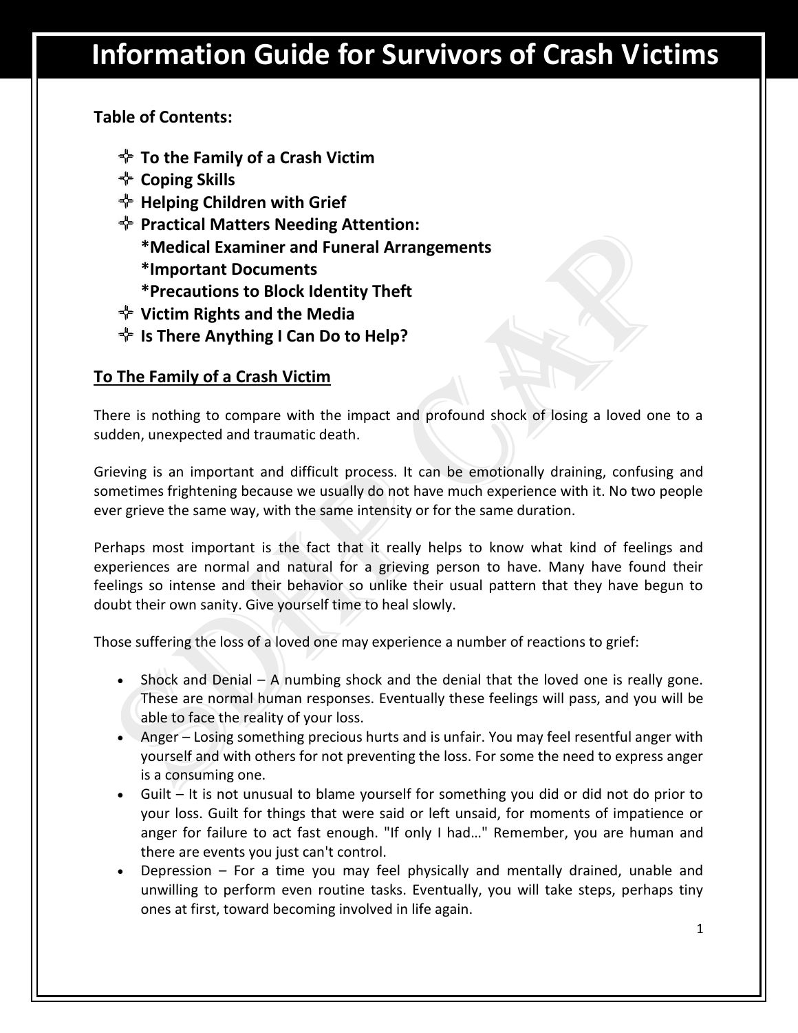# Information Guide for Survivors of Crash Victims

**Table of Contents:**

- **To the Family of a Crash Victim**
- **Coping Skills**
- **Helping Children with Grief**
- **Practical Matters Needing Attention:**
  **\*Medical Examiner and Funeral Arrangements**
  **\*Important Documents**
  **\*Precautions to Block Identity Theft**
- **Victim Rights and the Media**
- **Is There Anything I Can Do to Help?**

## To The Family of a Crash Victim

There is nothing to compare with the impact and profound shock of losing a loved one to a sudden, unexpected and traumatic death.

Grieving is an important and difficult process. It can be emotionally draining, confusing and sometimes frightening because we usually do not have much experience with it. No two people ever grieve the same way, with the same intensity or for the same duration.

Perhaps most important is the fact that it really helps to know what kind of feelings and experiences are normal and natural for a grieving person to have. Many have found their feelings so intense and their behavior so unlike their usual pattern that they have begun to doubt their own sanity. Give yourself time to heal slowly.

Those suffering the loss of a loved one may experience a number of reactions to grief:

- Shock and Denial – A numbing shock and the denial that the loved one is really gone. These are normal human responses. Eventually these feelings will pass, and you will be able to face the reality of your loss.
- Anger – Losing something precious hurts and is unfair. You may feel resentful anger with yourself and with others for not preventing the loss. For some the need to express anger is a consuming one.
- Guilt – It is not unusual to blame yourself for something you did or did not do prior to your loss. Guilt for things that were said or left unsaid, for moments of impatience or anger for failure to act fast enough. "If only I had…" Remember, you are human and there are events you just can't control.
- Depression – For a time you may feel physically and mentally drained, unable and unwilling to perform even routine tasks. Eventually, you will take steps, perhaps tiny ones at first, toward becoming involved in life again.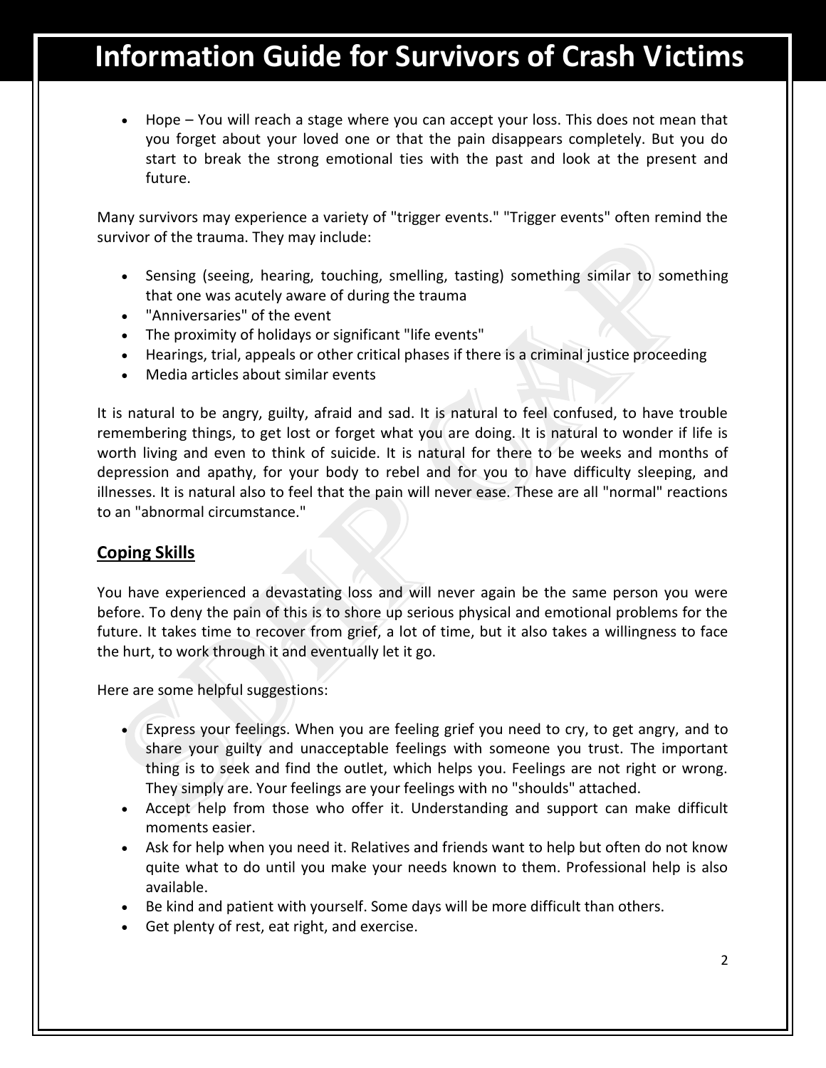- Hope – You will reach a stage where you can accept your loss. This does not mean that you forget about your loved one or that the pain disappears completely. But you do start to break the strong emotional ties with the past and look at the present and future.

Many survivors may experience a variety of "trigger events." "Trigger events" often remind the survivor of the trauma. They may include:

- Sensing (seeing, hearing, touching, smelling, tasting) something similar to something that one was acutely aware of during the trauma
- "Anniversaries" of the event
- The proximity of holidays or significant "life events"
- Hearings, trial, appeals or other critical phases if there is a criminal justice proceeding
- Media articles about similar events

It is natural to be angry, guilty, afraid and sad. It is natural to feel confused, to have trouble remembering things, to get lost or forget what you are doing. It is natural to wonder if life is worth living and even to think of suicide. It is natural for there to be weeks and months of depression and apathy, for your body to rebel and for you to have difficulty sleeping, and illnesses. It is natural also to feel that the pain will never ease. These are all "normal" reactions to an "abnormal circumstance."

## Coping Skills

You have experienced a devastating loss and will never again be the same person you were before. To deny the pain of this is to shore up serious physical and emotional problems for the future. It takes time to recover from grief, a lot of time, but it also takes a willingness to face the hurt, to work through it and eventually let it go.

Here are some helpful suggestions:

- Express your feelings. When you are feeling grief you need to cry, to get angry, and to share your guilty and unacceptable feelings with someone you trust. The important thing is to seek and find the outlet, which helps you. Feelings are not right or wrong. They simply are. Your feelings are your feelings with no "shoulds" attached.
- Accept help from those who offer it. Understanding and support can make difficult moments easier.
- Ask for help when you need it. Relatives and friends want to help but often do not know quite what to do until you make your needs known to them. Professional help is also available.
- Be kind and patient with yourself. Some days will be more difficult than others.
- Get plenty of rest, eat right, and exercise.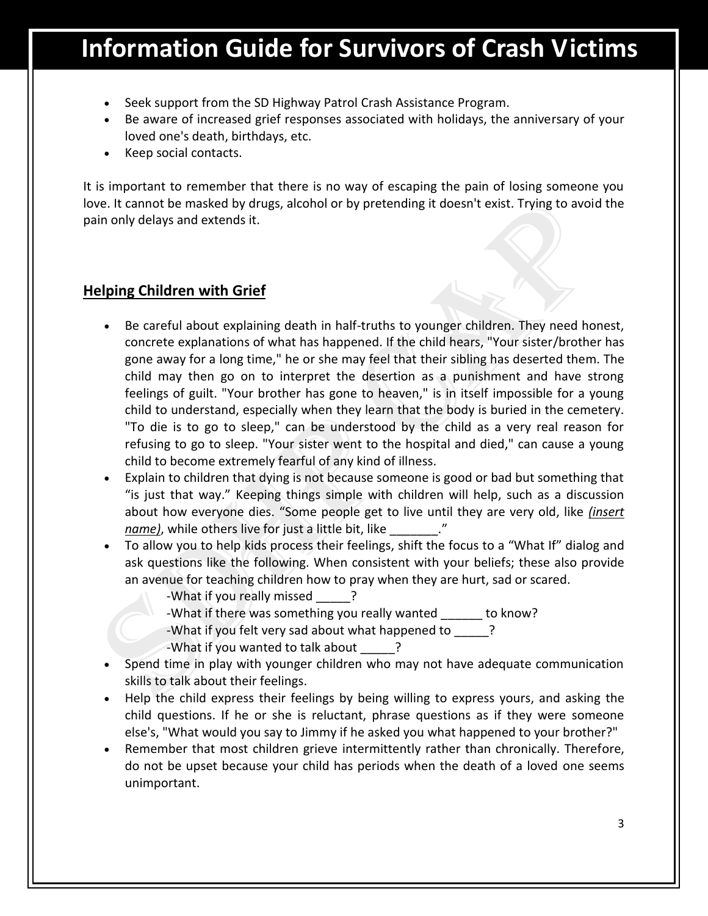- Seek support from the SD Highway Patrol Crash Assistance Program.
- Be aware of increased grief responses associated with holidays, the anniversary of your loved one's death, birthdays, etc.
- Keep social contacts.

It is important to remember that there is no way of escaping the pain of losing someone you love. It cannot be masked by drugs, alcohol or by pretending it doesn't exist. Trying to avoid the pain only delays and extends it.

## Helping Children with Grief

- Be careful about explaining death in half-truths to younger children. They need honest, concrete explanations of what has happened. If the child hears, "Your sister/brother has gone away for a long time," he or she may feel that their sibling has deserted them. The child may then go on to interpret the desertion as a punishment and have strong feelings of guilt. "Your brother has gone to heaven," is in itself impossible for a young child to understand, especially when they learn that the body is buried in the cemetery. "To die is to go to sleep," can be understood by the child as a very real reason for refusing to go to sleep. "Your sister went to the hospital and died," can cause a young child to become extremely fearful of any kind of illness.
- Explain to children that dying is not because someone is good or bad but something that "is just that way." Keeping things simple with children will help, such as a discussion about how everyone dies. "Some people get to live until they are very old, like *(insert name)*, while others live for just a little bit, like _______."
- To allow you to help kids process their feelings, shift the focus to a "What If" dialog and ask questions like the following. When consistent with your beliefs; these also provide an avenue for teaching children how to pray when they are hurt, sad or scared.
  - -What if you really missed _____?
  - -What if there was something you really wanted ______ to know?
  - -What if you felt very sad about what happened to _____?
  - -What if you wanted to talk about _____?
- Spend time in play with younger children who may not have adequate communication skills to talk about their feelings.
- Help the child express their feelings by being willing to express yours, and asking the child questions. If he or she is reluctant, phrase questions as if they were someone else's, "What would you say to Jimmy if he asked you what happened to your brother?"
- Remember that most children grieve intermittently rather than chronically. Therefore, do not be upset because your child has periods when the death of a loved one seems unimportant.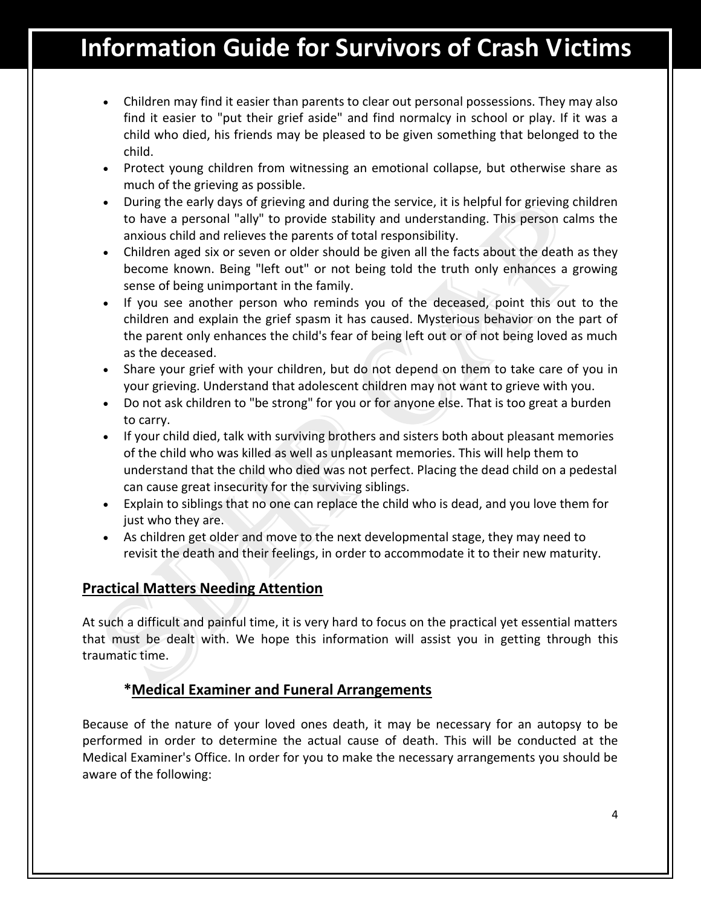- Children may find it easier than parents to clear out personal possessions. They may also find it easier to "put their grief aside" and find normalcy in school or play. If it was a child who died, his friends may be pleased to be given something that belonged to the child.
- Protect young children from witnessing an emotional collapse, but otherwise share as much of the grieving as possible.
- During the early days of grieving and during the service, it is helpful for grieving children to have a personal "ally" to provide stability and understanding. This person calms the anxious child and relieves the parents of total responsibility.
- Children aged six or seven or older should be given all the facts about the death as they become known. Being "left out" or not being told the truth only enhances a growing sense of being unimportant in the family.
- If you see another person who reminds you of the deceased, point this out to the children and explain the grief spasm it has caused. Mysterious behavior on the part of the parent only enhances the child's fear of being left out or of not being loved as much as the deceased.
- Share your grief with your children, but do not depend on them to take care of you in your grieving. Understand that adolescent children may not want to grieve with you.
- Do not ask children to "be strong" for you or for anyone else. That is too great a burden to carry.
- If your child died, talk with surviving brothers and sisters both about pleasant memories of the child who was killed as well as unpleasant memories. This will help them to understand that the child who died was not perfect. Placing the dead child on a pedestal can cause great insecurity for the surviving siblings.
- Explain to siblings that no one can replace the child who is dead, and you love them for just who they are.
- As children get older and move to the next developmental stage, they may need to revisit the death and their feelings, in order to accommodate it to their new maturity.

## Practical Matters Needing Attention

At such a difficult and painful time, it is very hard to focus on the practical yet essential matters that must be dealt with. We hope this information will assist you in getting through this traumatic time.

### *Medical Examiner and Funeral Arrangements

Because of the nature of your loved ones death, it may be necessary for an autopsy to be performed in order to determine the actual cause of death. This will be conducted at the Medical Examiner's Office. In order for you to make the necessary arrangements you should be aware of the following: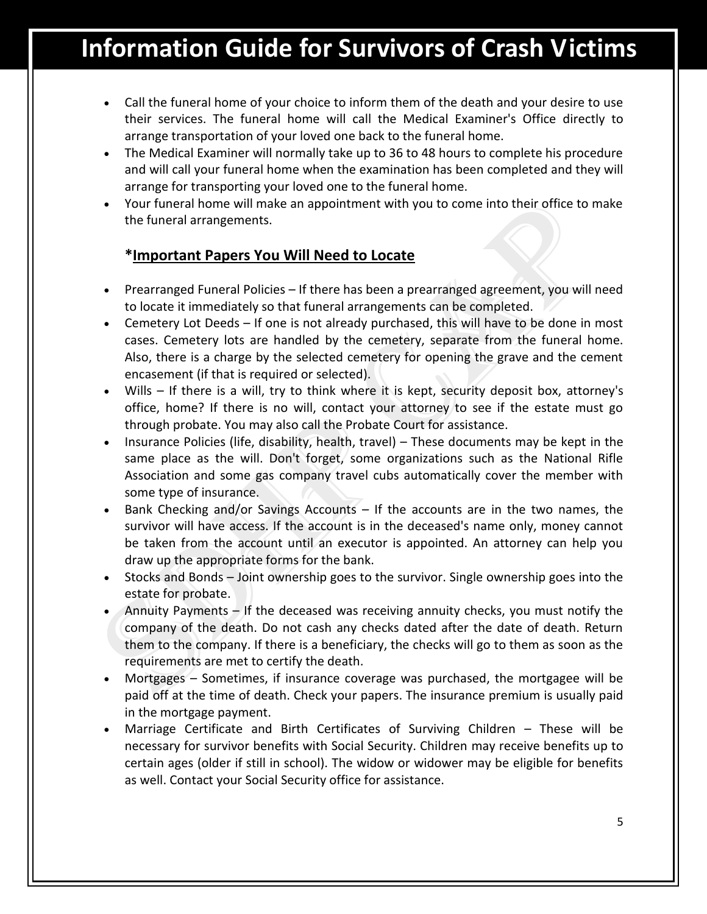- Call the funeral home of your choice to inform them of the death and your desire to use their services. The funeral home will call the Medical Examiner's Office directly to arrange transportation of your loved one back to the funeral home.
- The Medical Examiner will normally take up to 36 to 48 hours to complete his procedure and will call your funeral home when the examination has been completed and they will arrange for transporting your loved one to the funeral home.
- Your funeral home will make an appointment with you to come into their office to make the funeral arrangements.

### *Important Papers You Will Need to Locate

- Prearranged Funeral Policies – If there has been a prearranged agreement, you will need to locate it immediately so that funeral arrangements can be completed.
- Cemetery Lot Deeds – If one is not already purchased, this will have to be done in most cases. Cemetery lots are handled by the cemetery, separate from the funeral home. Also, there is a charge by the selected cemetery for opening the grave and the cement encasement (if that is required or selected).
- Wills – If there is a will, try to think where it is kept, security deposit box, attorney's office, home? If there is no will, contact your attorney to see if the estate must go through probate. You may also call the Probate Court for assistance.
- Insurance Policies (life, disability, health, travel) – These documents may be kept in the same place as the will. Don't forget, some organizations such as the National Rifle Association and some gas company travel cubs automatically cover the member with some type of insurance.
- Bank Checking and/or Savings Accounts – If the accounts are in the two names, the survivor will have access. If the account is in the deceased's name only, money cannot be taken from the account until an executor is appointed. An attorney can help you draw up the appropriate forms for the bank.
- Stocks and Bonds – Joint ownership goes to the survivor. Single ownership goes into the estate for probate.
- Annuity Payments – If the deceased was receiving annuity checks, you must notify the company of the death. Do not cash any checks dated after the date of death. Return them to the company. If there is a beneficiary, the checks will go to them as soon as the requirements are met to certify the death.
- Mortgages – Sometimes, if insurance coverage was purchased, the mortgagee will be paid off at the time of death. Check your papers. The insurance premium is usually paid in the mortgage payment.
- Marriage Certificate and Birth Certificates of Surviving Children – These will be necessary for survivor benefits with Social Security. Children may receive benefits up to certain ages (older if still in school). The widow or widower may be eligible for benefits as well. Contact your Social Security office for assistance.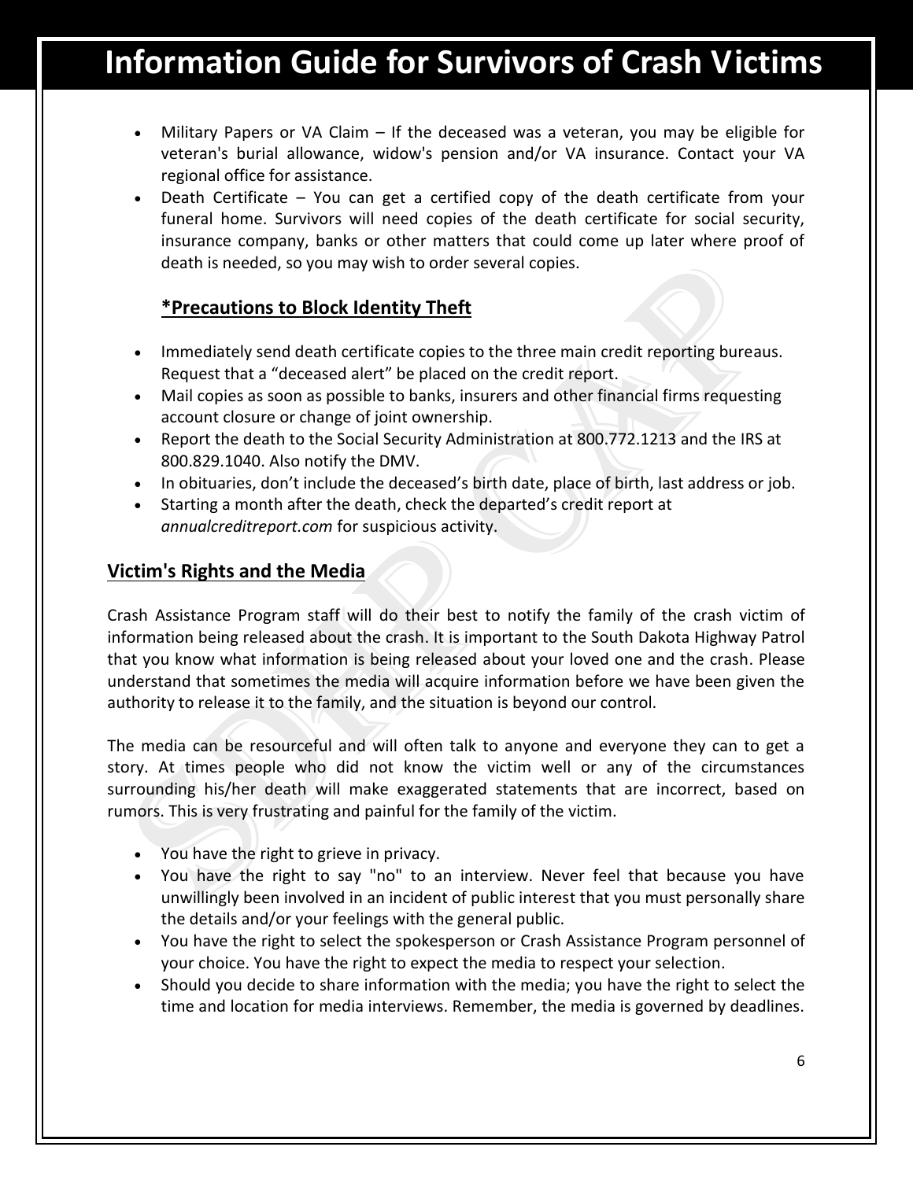- Military Papers or VA Claim – If the deceased was a veteran, you may be eligible for veteran's burial allowance, widow's pension and/or VA insurance. Contact your VA regional office for assistance.
- Death Certificate – You can get a certified copy of the death certificate from your funeral home. Survivors will need copies of the death certificate for social security, insurance company, banks or other matters that could come up later where proof of death is needed, so you may wish to order several copies.

### ***Precautions to Block Identity Theft**

- Immediately send death certificate copies to the three main credit reporting bureaus. Request that a "deceased alert" be placed on the credit report.
- Mail copies as soon as possible to banks, insurers and other financial firms requesting account closure or change of joint ownership.
- Report the death to the Social Security Administration at 800.772.1213 and the IRS at 800.829.1040. Also notify the DMV.
- In obituaries, don't include the deceased's birth date, place of birth, last address or job.
- Starting a month after the death, check the departed's credit report at *annualcreditreport.com* for suspicious activity.

## **Victim's Rights and the Media**

Crash Assistance Program staff will do their best to notify the family of the crash victim of information being released about the crash. It is important to the South Dakota Highway Patrol that you know what information is being released about your loved one and the crash. Please understand that sometimes the media will acquire information before we have been given the authority to release it to the family, and the situation is beyond our control.

The media can be resourceful and will often talk to anyone and everyone they can to get a story. At times people who did not know the victim well or any of the circumstances surrounding his/her death will make exaggerated statements that are incorrect, based on rumors. This is very frustrating and painful for the family of the victim.

- You have the right to grieve in privacy.
- You have the right to say "no" to an interview. Never feel that because you have unwillingly been involved in an incident of public interest that you must personally share the details and/or your feelings with the general public.
- You have the right to select the spokesperson or Crash Assistance Program personnel of your choice. You have the right to expect the media to respect your selection.
- Should you decide to share information with the media; you have the right to select the time and location for media interviews. Remember, the media is governed by deadlines.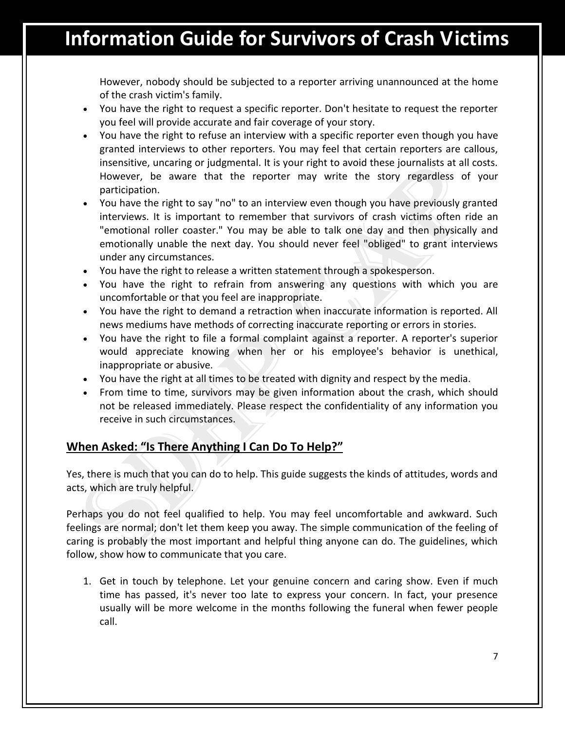However, nobody should be subjected to a reporter arriving unannounced at the home of the crash victim's family.

- You have the right to request a specific reporter. Don't hesitate to request the reporter you feel will provide accurate and fair coverage of your story.
- You have the right to refuse an interview with a specific reporter even though you have granted interviews to other reporters. You may feel that certain reporters are callous, insensitive, uncaring or judgmental. It is your right to avoid these journalists at all costs. However, be aware that the reporter may write the story regardless of your participation.
- You have the right to say "no" to an interview even though you have previously granted interviews. It is important to remember that survivors of crash victims often ride an "emotional roller coaster." You may be able to talk one day and then physically and emotionally unable the next day. You should never feel "obliged" to grant interviews under any circumstances.
- You have the right to release a written statement through a spokesperson.
- You have the right to refrain from answering any questions with which you are uncomfortable or that you feel are inappropriate.
- You have the right to demand a retraction when inaccurate information is reported. All news mediums have methods of correcting inaccurate reporting or errors in stories.
- You have the right to file a formal complaint against a reporter. A reporter's superior would appreciate knowing when her or his employee's behavior is unethical, inappropriate or abusive.
- You have the right at all times to be treated with dignity and respect by the media.
- From time to time, survivors may be given information about the crash, which should not be released immediately. Please respect the confidentiality of any information you receive in such circumstances.

## When Asked: "Is There Anything I Can Do To Help?"

Yes, there is much that you can do to help. This guide suggests the kinds of attitudes, words and acts, which are truly helpful.

Perhaps you do not feel qualified to help. You may feel uncomfortable and awkward. Such feelings are normal; don't let them keep you away. The simple communication of the feeling of caring is probably the most important and helpful thing anyone can do. The guidelines, which follow, show how to communicate that you care.

1. Get in touch by telephone. Let your genuine concern and caring show. Even if much time has passed, it's never too late to express your concern. In fact, your presence usually will be more welcome in the months following the funeral when fewer people call.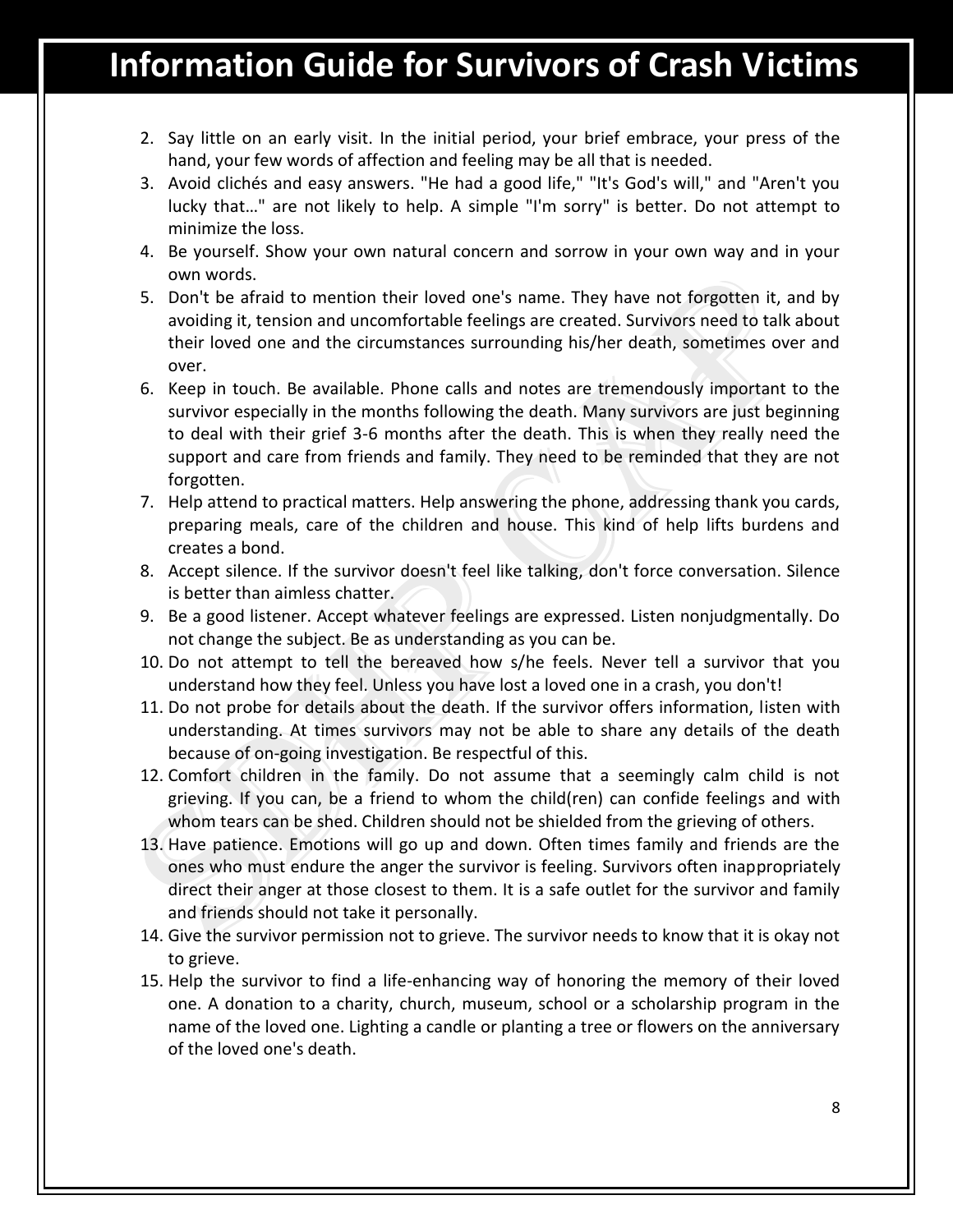2. Say little on an early visit. In the initial period, your brief embrace, your press of the hand, your few words of affection and feeling may be all that is needed.
3. Avoid clichés and easy answers. "He had a good life," "It's God's will," and "Aren't you lucky that…" are not likely to help. A simple "I'm sorry" is better. Do not attempt to minimize the loss.
4. Be yourself. Show your own natural concern and sorrow in your own way and in your own words.
5. Don't be afraid to mention their loved one's name. They have not forgotten it, and by avoiding it, tension and uncomfortable feelings are created. Survivors need to talk about their loved one and the circumstances surrounding his/her death, sometimes over and over.
6. Keep in touch. Be available. Phone calls and notes are tremendously important to the survivor especially in the months following the death. Many survivors are just beginning to deal with their grief 3-6 months after the death. This is when they really need the support and care from friends and family. They need to be reminded that they are not forgotten.
7. Help attend to practical matters. Help answering the phone, addressing thank you cards, preparing meals, care of the children and house. This kind of help lifts burdens and creates a bond.
8. Accept silence. If the survivor doesn't feel like talking, don't force conversation. Silence is better than aimless chatter.
9. Be a good listener. Accept whatever feelings are expressed. Listen nonjudgmentally. Do not change the subject. Be as understanding as you can be.
10. Do not attempt to tell the bereaved how s/he feels. Never tell a survivor that you understand how they feel. Unless you have lost a loved one in a crash, you don't!
11. Do not probe for details about the death. If the survivor offers information, listen with understanding. At times survivors may not be able to share any details of the death because of on-going investigation. Be respectful of this.
12. Comfort children in the family. Do not assume that a seemingly calm child is not grieving. If you can, be a friend to whom the child(ren) can confide feelings and with whom tears can be shed. Children should not be shielded from the grieving of others.
13. Have patience. Emotions will go up and down. Often times family and friends are the ones who must endure the anger the survivor is feeling. Survivors often inappropriately direct their anger at those closest to them. It is a safe outlet for the survivor and family and friends should not take it personally.
14. Give the survivor permission not to grieve. The survivor needs to know that it is okay not to grieve.
15. Help the survivor to find a life-enhancing way of honoring the memory of their loved one. A donation to a charity, church, museum, school or a scholarship program in the name of the loved one. Lighting a candle or planting a tree or flowers on the anniversary of the loved one's death.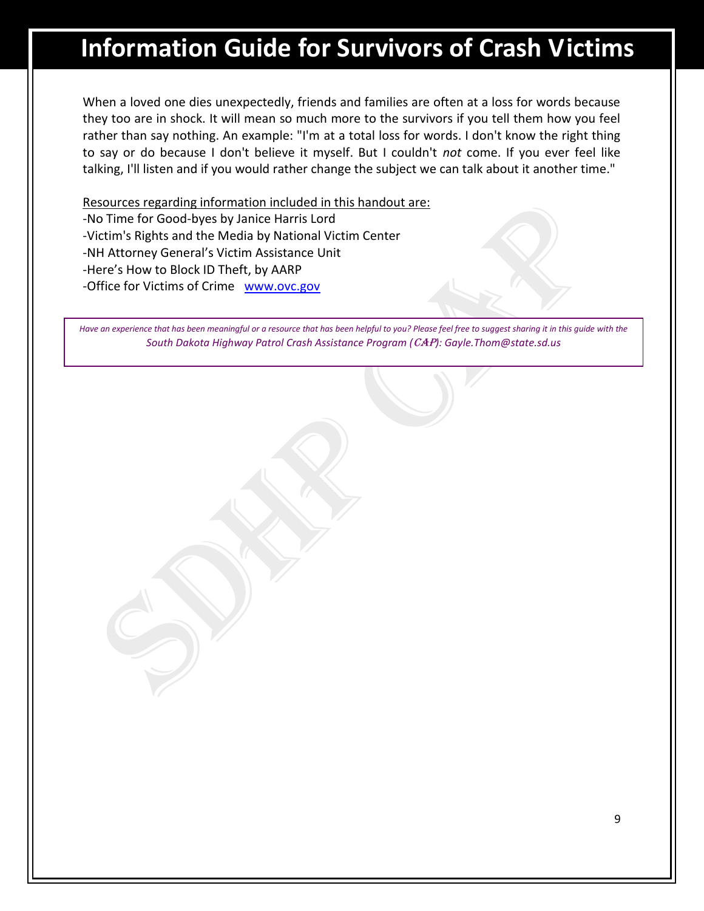# Information Guide for Survivors of Crash Victims

When a loved one dies unexpectedly, friends and families are often at a loss for words because they too are in shock. It will mean so much more to the survivors if you tell them how you feel rather than say nothing. An example: "I'm at a total loss for words. I don't know the right thing to say or do because I don't believe it myself. But I couldn't *not* come. If you ever feel like talking, I'll listen and if you would rather change the subject we can talk about it another time."

Resources regarding information included in this handout are:

-No Time for Good-byes by Janice Harris Lord
-Victim's Rights and the Media by National Victim Center
-NH Attorney General's Victim Assistance Unit
-Here's How to Block ID Theft, by AARP
-Office for Victims of Crime www.ovc.gov

*Have an experience that has been meaningful or a resource that has been helpful to you? Please feel free to suggest sharing it in this guide with the South Dakota Highway Patrol Crash Assistance Program (CAP): Gayle.Thom@state.sd.us*